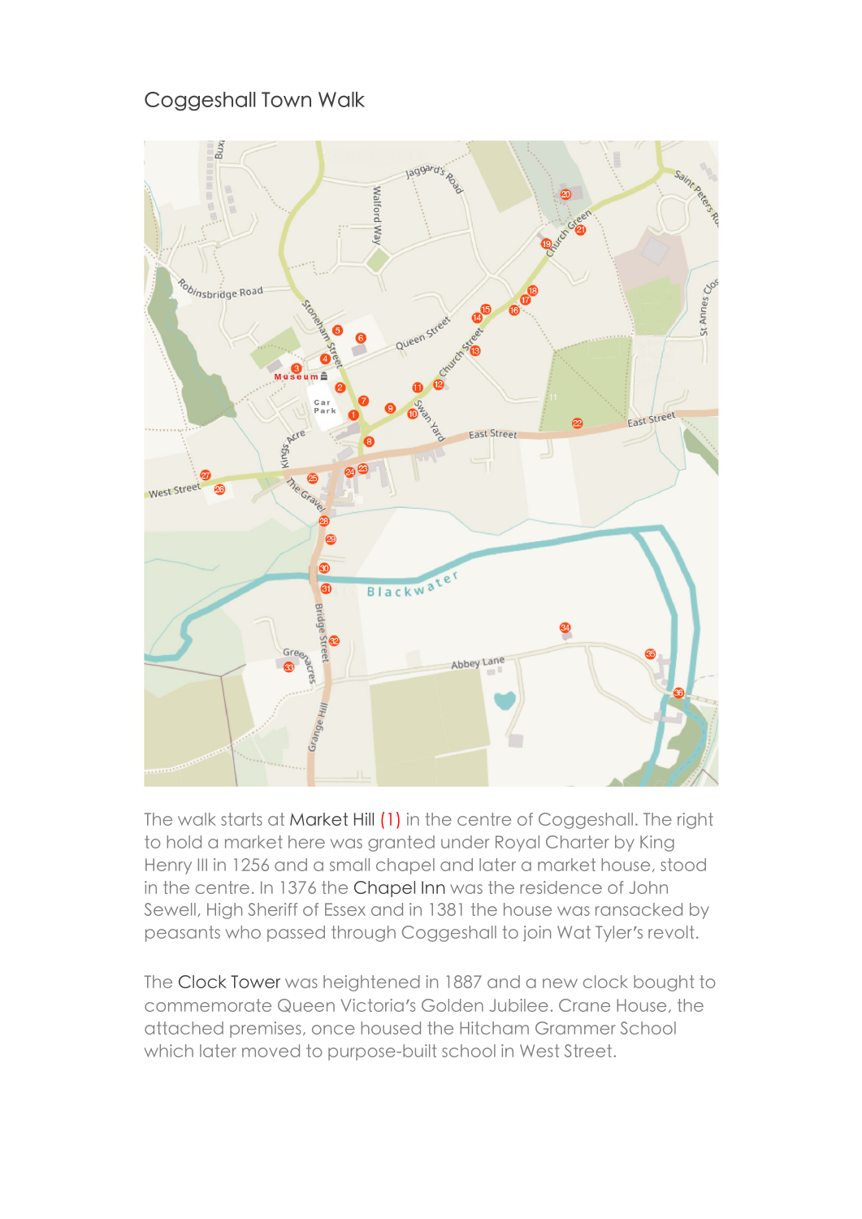# Coggeshall Town Walk

The walk starts at Market Hill (1) in the centre of Coggeshall. The right to hold a market here was granted under Royal Charter by King Henry III in 1256 and a small chapel and later a market house, stood in the centre. In 1376 the Chapel Inn was the residence of John Sewell, High Sheriff of Essex and in 1381 the house was ransacked by peasants who passed through Coggeshall to join Wat Tyler's revolt.

The Clock Tower was heightened in 1887 and a new clock bought to commemorate Queen Victoria's Golden Jubilee. Crane House, the attached premises, once housed the Hitcham Grammer School which later moved to purpose-built school in West Street.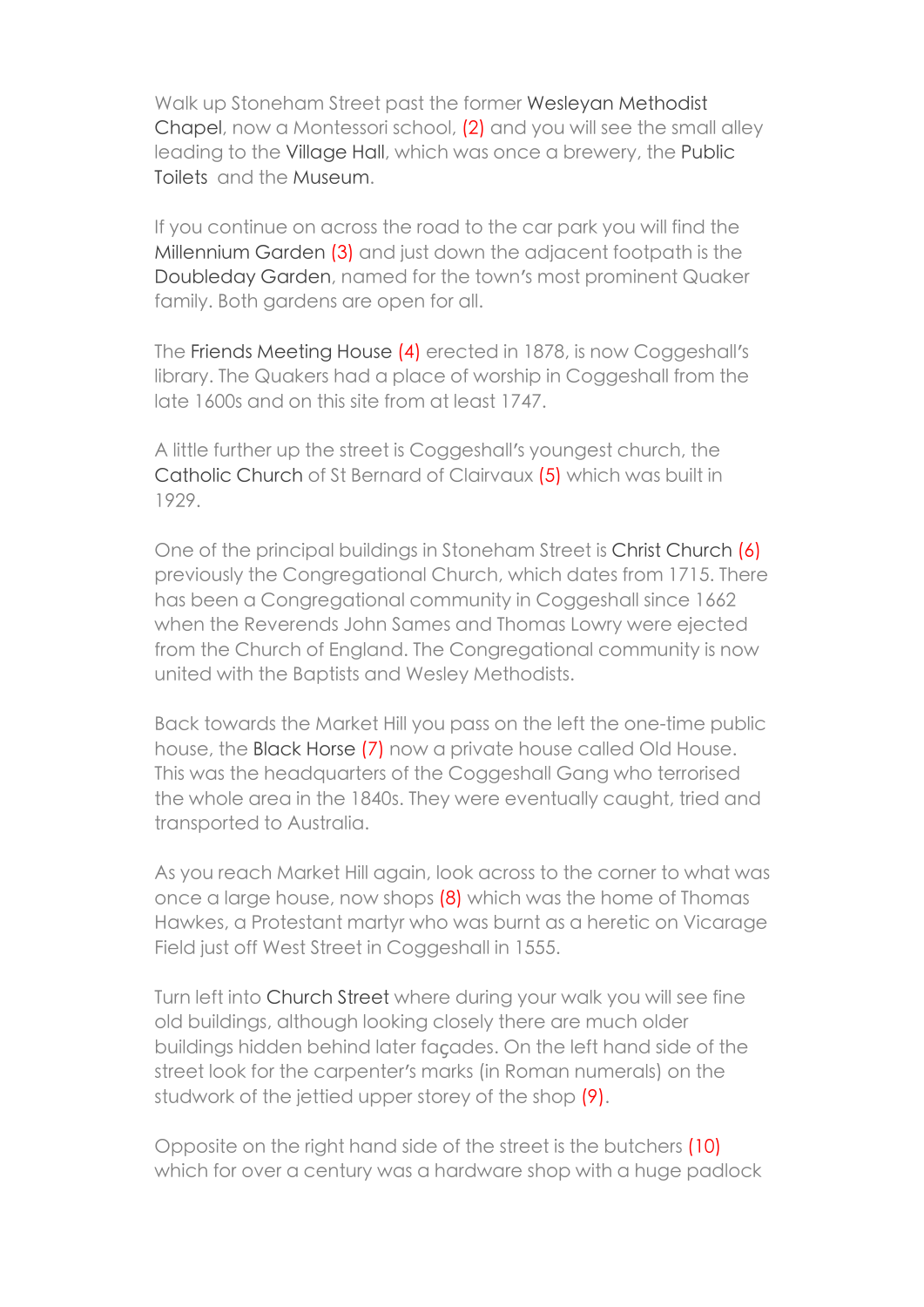Walk up Stoneham Street past the former Wesleyan Methodist Chapel, now a Montessori school, (2) and you will see the small alley leading to the Village Hall, which was once a brewery, the Public Toilets and the Museum.

If you continue on across the road to the car park you will find the Millennium Garden (3) and just down the adjacent footpath is the Doubleday Garden, named for the town's most prominent Quaker family. Both gardens are open for all.

The Friends Meeting House (4) erected in 1878, is now Coggeshall's library. The Quakers had a place of worship in Coggeshall from the late 1600s and on this site from at least 1747.

A little further up the street is Coggeshall's youngest church, the Catholic Church of St Bernard of Clairvaux (5) which was built in 1929.

One of the principal buildings in Stoneham Street is Christ Church (6) previously the Congregational Church, which dates from 1715. There has been a Congregational community in Coggeshall since 1662 when the Reverends John Sames and Thomas Lowry were ejected from the Church of England. The Congregational community is now united with the Baptists and Wesley Methodists.

Back towards the Market Hill you pass on the left the one-time public house, the Black Horse (7) now a private house called Old House. This was the headquarters of the Coggeshall Gang who terrorised the whole area in the 1840s. They were eventually caught, tried and transported to Australia.

As you reach Market Hill again, look across to the corner to what was once a large house, now shops (8) which was the home of Thomas Hawkes, a Protestant martyr who was burnt as a heretic on Vicarage Field just off West Street in Coggeshall in 1555.

Turn left into Church Street where during your walk you will see fine old buildings, although looking closely there are much older buildings hidden behind later façades. On the left hand side of the street look for the carpenter's marks (in Roman numerals) on the studwork of the jettied upper storey of the shop (9).

Opposite on the right hand side of the street is the butchers (10) which for over a century was a hardware shop with a huge padlock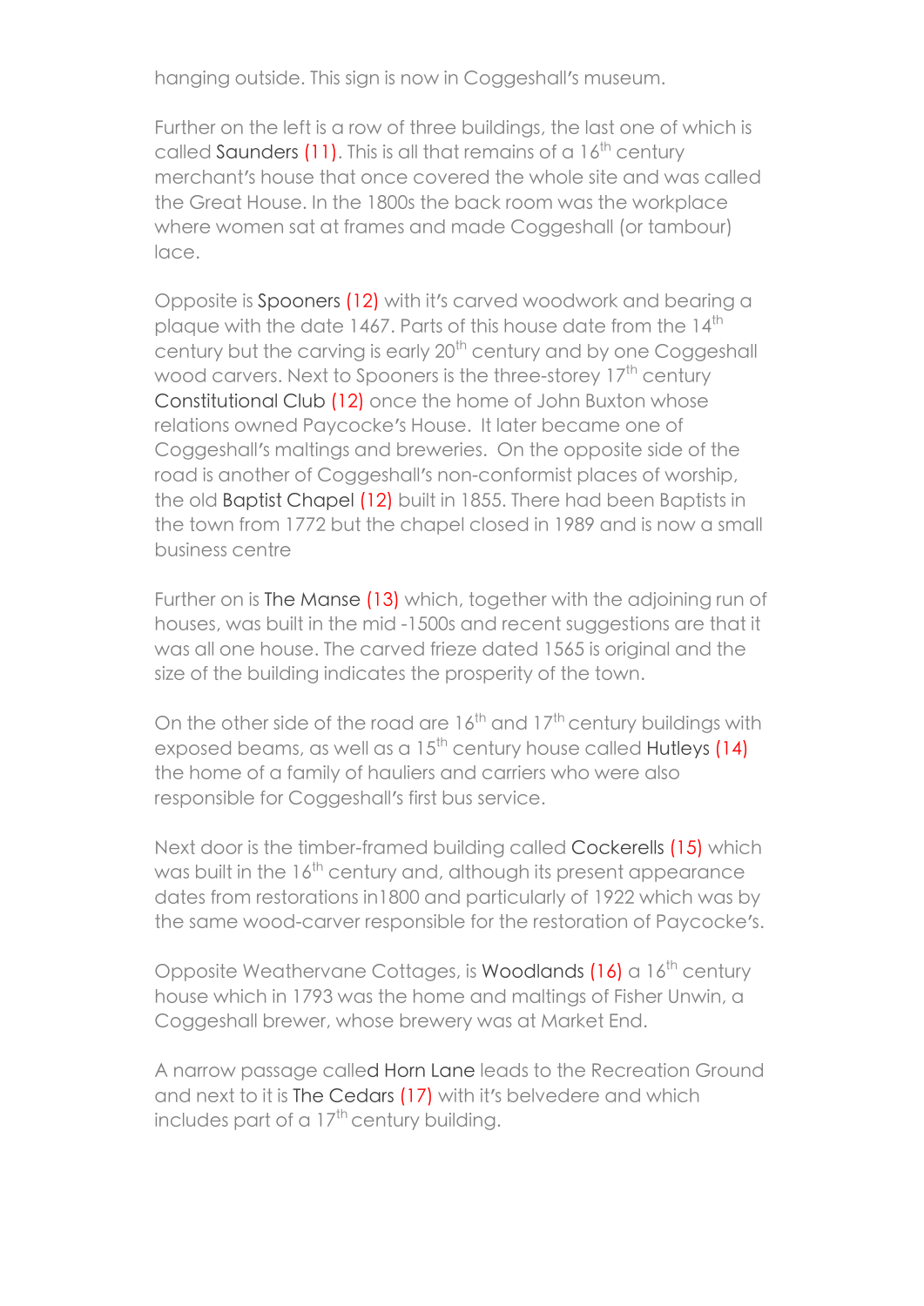hanging outside. This sign is now in Coggeshall's museum.

Further on the left is a row of three buildings, the last one of which is called Saunders (11). This is all that remains of a 16th century merchant's house that once covered the whole site and was called the Great House. In the 1800s the back room was the workplace where women sat at frames and made Coggeshall (or tambour) lace.

Opposite is Spooners (12) with it's carved woodwork and bearing a plaque with the date 1467. Parts of this house date from the 14th century but the carving is early 20th century and by one Coggeshall wood carvers. Next to Spooners is the three-storey 17th century Constitutional Club (12) once the home of John Buxton whose relations owned Paycocke's House. It later became one of Coggeshall's maltings and breweries. On the opposite side of the road is another of Coggeshall's non-conformist places of worship, the old Baptist Chapel (12) built in 1855. There had been Baptists in the town from 1772 but the chapel closed in 1989 and is now a small business centre

Further on is The Manse (13) which, together with the adjoining run of houses, was built in the mid -1500s and recent suggestions are that it was all one house. The carved frieze dated 1565 is original and the size of the building indicates the prosperity of the town.

On the other side of the road are 16th and 17th century buildings with exposed beams, as well as a 15th century house called Hutleys (14) the home of a family of hauliers and carriers who were also responsible for Coggeshall's first bus service.

Next door is the timber-framed building called Cockerells (15) which was built in the 16th century and, although its present appearance dates from restorations in1800 and particularly of 1922 which was by the same wood-carver responsible for the restoration of Paycocke's.

Opposite Weathervane Cottages, is Woodlands (16) a 16th century house which in 1793 was the home and maltings of Fisher Unwin, a Coggeshall brewer, whose brewery was at Market End.

A narrow passage called Horn Lane leads to the Recreation Ground and next to it is The Cedars (17) with it's belvedere and which includes part of a 17th century building.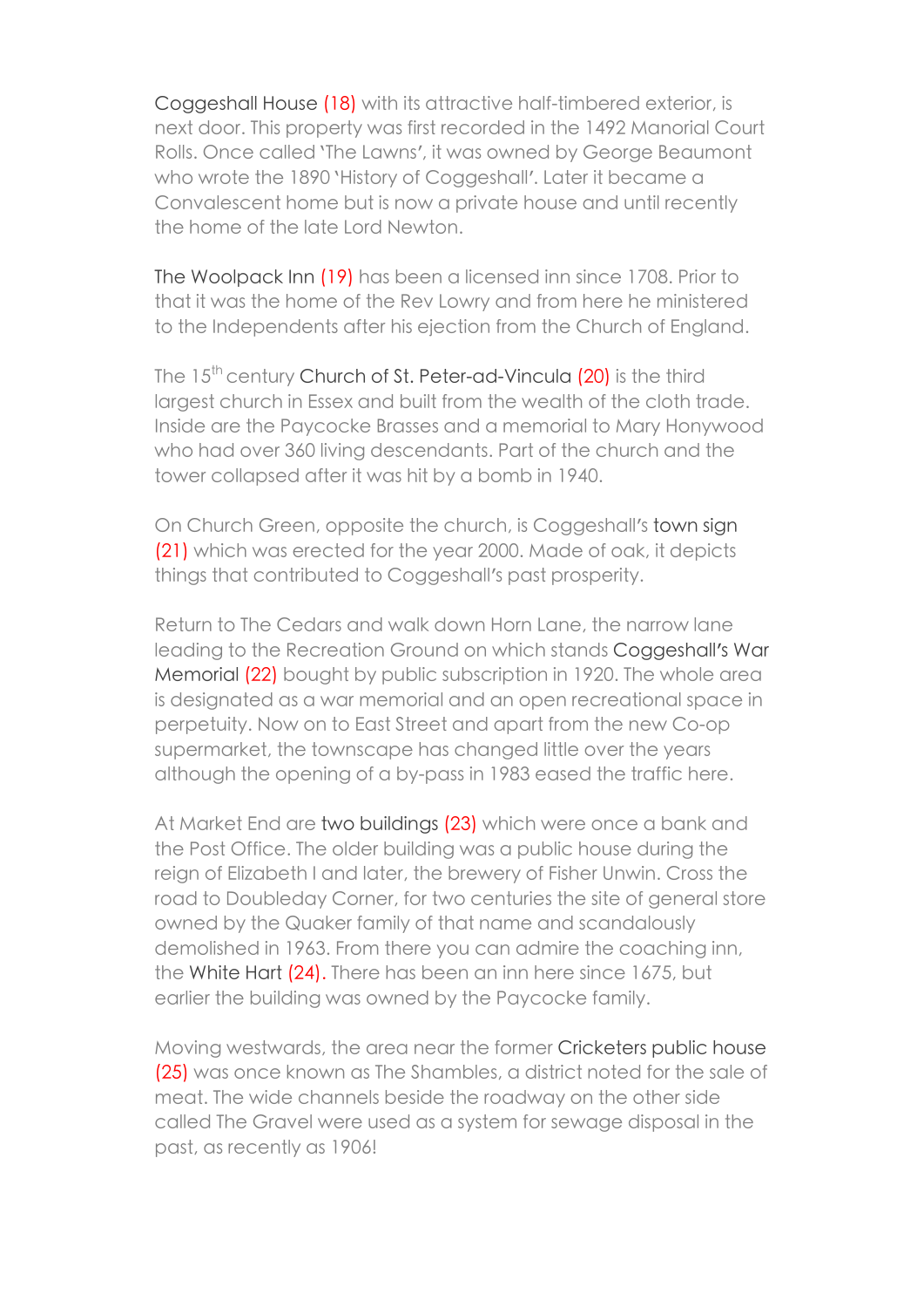Coggeshall House (18) with its attractive half-timbered exterior, is next door. This property was first recorded in the 1492 Manorial Court Rolls. Once called 'The Lawns', it was owned by George Beaumont who wrote the 1890 'History of Coggeshall'. Later it became a Convalescent home but is now a private house and until recently the home of the late Lord Newton.

The Woolpack Inn (19) has been a licensed inn since 1708. Prior to that it was the home of the Rev Lowry and from here he ministered to the Independents after his ejection from the Church of England.

The 15th century Church of St. Peter-ad-Vincula (20) is the third largest church in Essex and built from the wealth of the cloth trade. Inside are the Paycocke Brasses and a memorial to Mary Honywood who had over 360 living descendants. Part of the church and the tower collapsed after it was hit by a bomb in 1940.

On Church Green, opposite the church, is Coggeshall's town sign (21) which was erected for the year 2000. Made of oak, it depicts things that contributed to Coggeshall's past prosperity.

Return to The Cedars and walk down Horn Lane, the narrow lane leading to the Recreation Ground on which stands Coggeshall's War Memorial (22) bought by public subscription in 1920. The whole area is designated as a war memorial and an open recreational space in perpetuity. Now on to East Street and apart from the new Co-op supermarket, the townscape has changed little over the years although the opening of a by-pass in 1983 eased the traffic here.

At Market End are two buildings (23) which were once a bank and the Post Office. The older building was a public house during the reign of Elizabeth I and later, the brewery of Fisher Unwin. Cross the road to Doubleday Corner, for two centuries the site of general store owned by the Quaker family of that name and scandalously demolished in 1963. From there you can admire the coaching inn, the White Hart (24). There has been an inn here since 1675, but earlier the building was owned by the Paycocke family.

Moving westwards, the area near the former Cricketers public house (25) was once known as The Shambles, a district noted for the sale of meat. The wide channels beside the roadway on the other side called The Gravel were used as a system for sewage disposal in the past, as recently as 1906!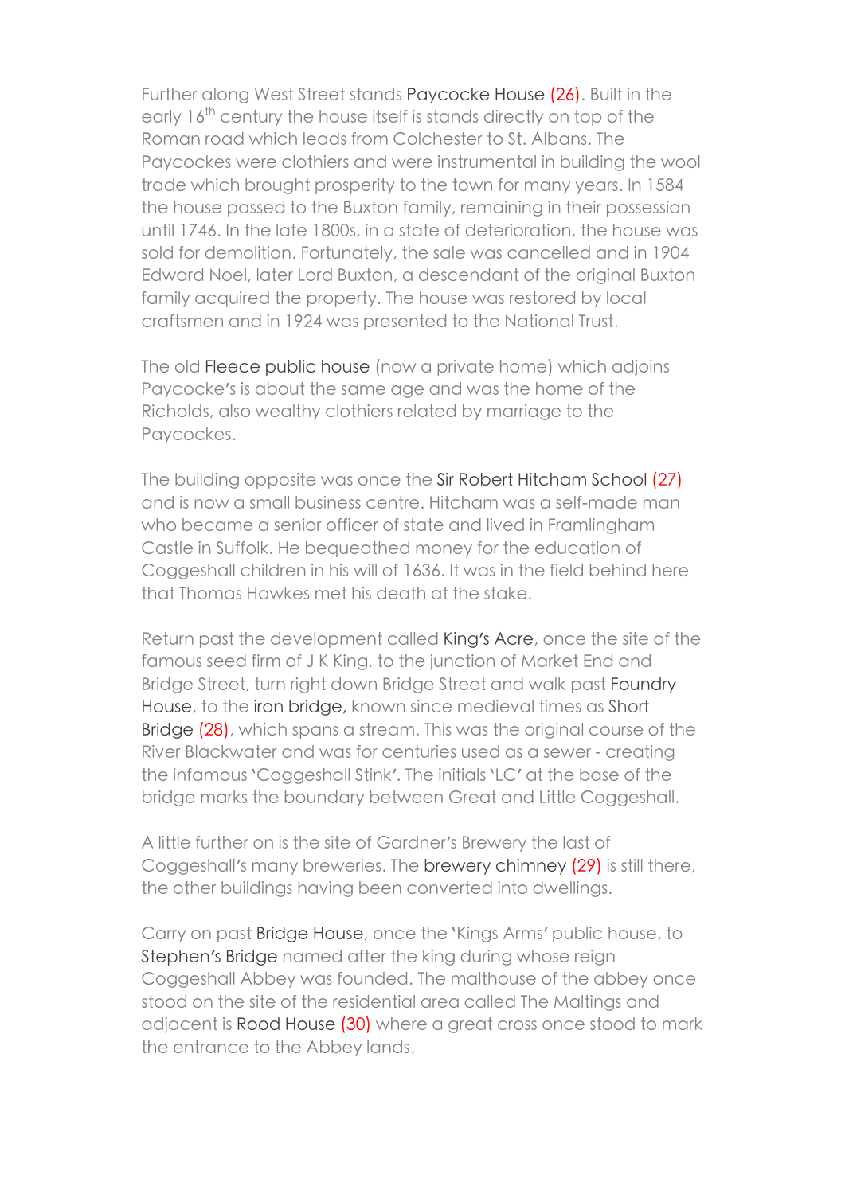Further along West Street stands Paycocke House (26). Built in the early 16th century the house itself is stands directly on top of the Roman road which leads from Colchester to St. Albans. The Paycockes were clothiers and were instrumental in building the wool trade which brought prosperity to the town for many years. In 1584 the house passed to the Buxton family, remaining in their possession until 1746. In the late 1800s, in a state of deterioration, the house was sold for demolition. Fortunately, the sale was cancelled and in 1904 Edward Noel, later Lord Buxton, a descendant of the original Buxton family acquired the property. The house was restored by local craftsmen and in 1924 was presented to the National Trust.

The old Fleece public house (now a private home) which adjoins Paycocke's is about the same age and was the home of the Richolds, also wealthy clothiers related by marriage to the Paycockes.

The building opposite was once the Sir Robert Hitcham School (27) and is now a small business centre. Hitcham was a self-made man who became a senior officer of state and lived in Framlingham Castle in Suffolk. He bequeathed money for the education of Coggeshall children in his will of 1636. It was in the field behind here that Thomas Hawkes met his death at the stake.

Return past the development called King's Acre, once the site of the famous seed firm of J K King, to the junction of Market End and Bridge Street, turn right down Bridge Street and walk past Foundry House, to the iron bridge, known since medieval times as Short Bridge (28), which spans a stream. This was the original course of the River Blackwater and was for centuries used as a sewer - creating the infamous 'Coggeshall Stink'. The initials 'LC' at the base of the bridge marks the boundary between Great and Little Coggeshall.

A little further on is the site of Gardner's Brewery the last of Coggeshall's many breweries. The brewery chimney (29) is still there, the other buildings having been converted into dwellings.

Carry on past Bridge House, once the 'Kings Arms' public house, to Stephen's Bridge named after the king during whose reign Coggeshall Abbey was founded. The malthouse of the abbey once stood on the site of the residential area called The Maltings and adjacent is Rood House (30) where a great cross once stood to mark the entrance to the Abbey lands.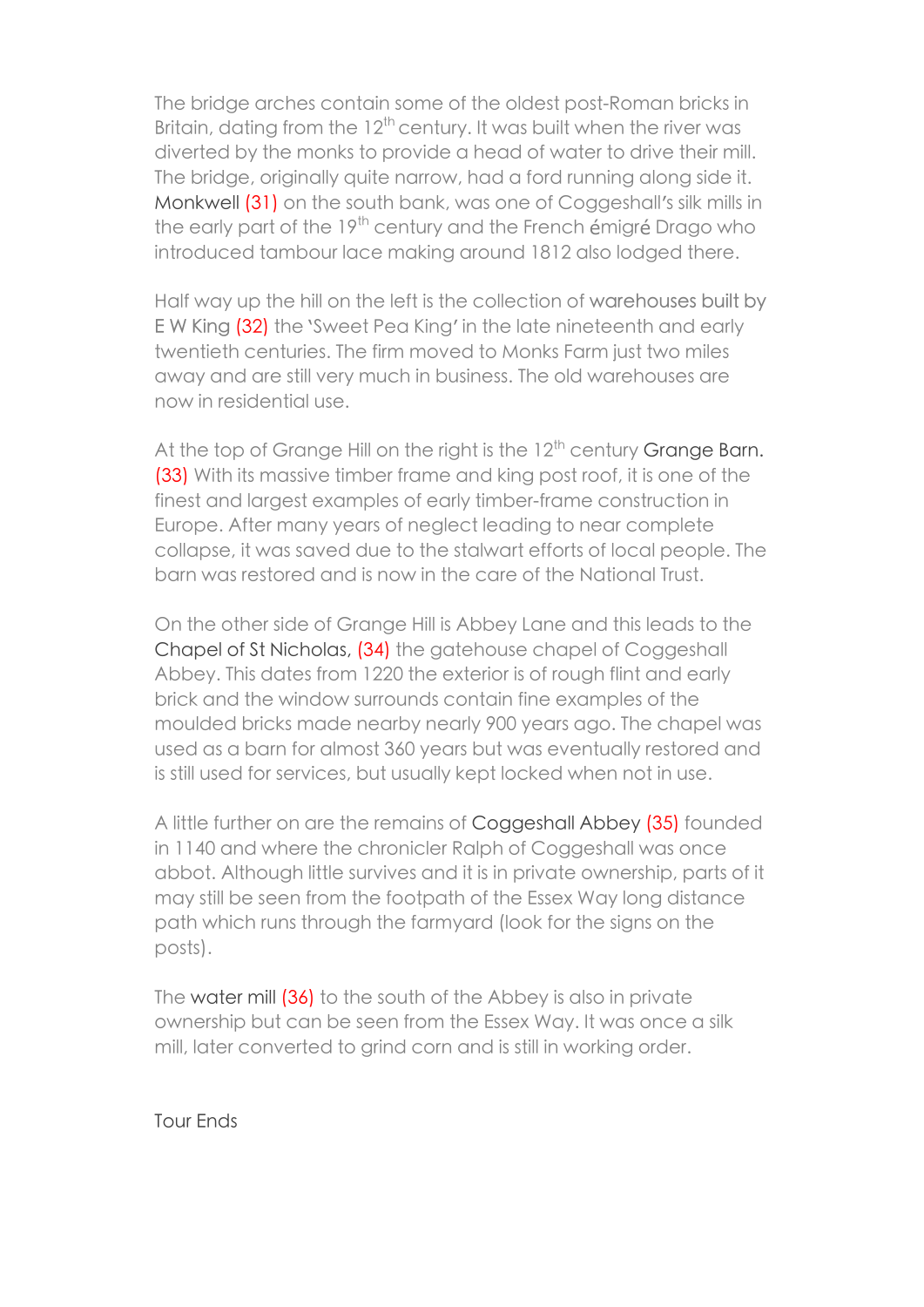The bridge arches contain some of the oldest post-Roman bricks in Britain, dating from the 12th century. It was built when the river was diverted by the monks to provide a head of water to drive their mill. The bridge, originally quite narrow, had a ford running along side it. Monkwell (31) on the south bank, was one of Coggeshall's silk mills in the early part of the 19th century and the French émigré Drago who introduced tambour lace making around 1812 also lodged there.

Half way up the hill on the left is the collection of warehouses built by E W King (32) the 'Sweet Pea King' in the late nineteenth and early twentieth centuries. The firm moved to Monks Farm just two miles away and are still very much in business. The old warehouses are now in residential use.

At the top of Grange Hill on the right is the 12th century Grange Barn. (33) With its massive timber frame and king post roof, it is one of the finest and largest examples of early timber-frame construction in Europe. After many years of neglect leading to near complete collapse, it was saved due to the stalwart efforts of local people. The barn was restored and is now in the care of the National Trust.

On the other side of Grange Hill is Abbey Lane and this leads to the Chapel of St Nicholas, (34) the gatehouse chapel of Coggeshall Abbey. This dates from 1220 the exterior is of rough flint and early brick and the window surrounds contain fine examples of the moulded bricks made nearby nearly 900 years ago. The chapel was used as a barn for almost 360 years but was eventually restored and is still used for services, but usually kept locked when not in use.

A little further on are the remains of Coggeshall Abbey (35) founded in 1140 and where the chronicler Ralph of Coggeshall was once abbot. Although little survives and it is in private ownership, parts of it may still be seen from the footpath of the Essex Way long distance path which runs through the farmyard (look for the signs on the posts).

The water mill (36) to the south of the Abbey is also in private ownership but can be seen from the Essex Way. It was once a silk mill, later converted to grind corn and is still in working order.

Tour Ends